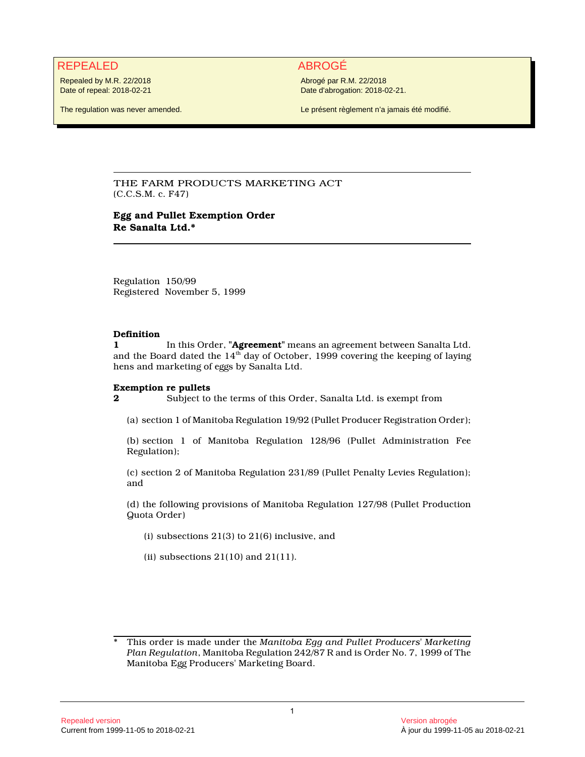REPEALED

Repealed by M.R. 22/2018
Date of repeal: 2018-02-21

The regulation was never amended.

ABROGÉ

Abrogé par R.M. 22/2018
Date d'abrogation: 2018-02-21.

Le présent règlement n'a jamais été modifié.

---

THE FARM PRODUCTS MARKETING ACT
(C.C.S.M. c. F47)

**Egg and Pullet Exemption Order**
**Re Sanalta Ltd.***

---

Regulation 150/99
Registered November 5, 1999

**Definition**

**1** In this Order, "**Agreement**" means an agreement between Sanalta Ltd. and the Board dated the 14th day of October, 1999 covering the keeping of laying hens and marketing of eggs by Sanalta Ltd.

**Exemption re pullets**

**2** Subject to the terms of this Order, Sanalta Ltd. is exempt from

(a) section 1 of Manitoba Regulation 19/92 (Pullet Producer Registration Order);

(b) section 1 of Manitoba Regulation 128/96 (Pullet Administration Fee Regulation);

(c) section 2 of Manitoba Regulation 231/89 (Pullet Penalty Levies Regulation); and

(d) the following provisions of Manitoba Regulation 127/98 (Pullet Production Quota Order)

(i) subsections 21(3) to 21(6) inclusive, and

(ii) subsections 21(10) and 21(11).

---

\* This order is made under the *Manitoba Egg and Pullet Producers' Marketing Plan Regulation*, Manitoba Regulation 242/87 R and is Order No. 7, 1999 of The Manitoba Egg Producers' Marketing Board.

Repealed version
Current from 1999-11-05 to 2018-02-21

Version abrogée
À jour du 1999-11-05 au 2018-02-21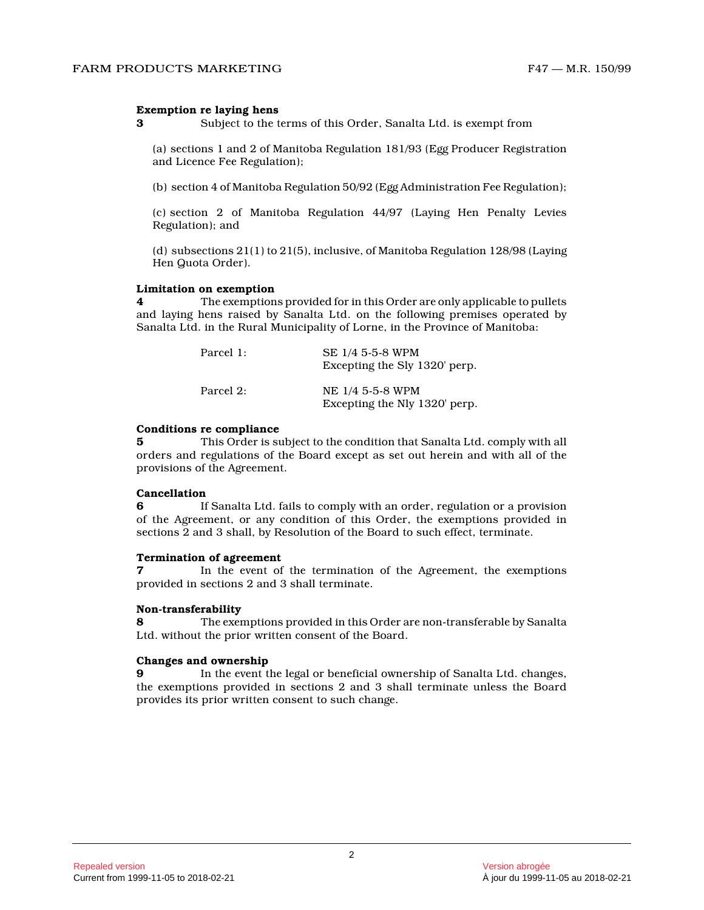**Exemption re laying hens**

**3** Subject to the terms of this Order, Sanalta Ltd. is exempt from

(a) sections 1 and 2 of Manitoba Regulation 181/93 (Egg Producer Registration and Licence Fee Regulation);

(b) section 4 of Manitoba Regulation 50/92 (Egg Administration Fee Regulation);

(c) section 2 of Manitoba Regulation 44/97 (Laying Hen Penalty Levies Regulation); and

(d) subsections 21(1) to 21(5), inclusive, of Manitoba Regulation 128/98 (Laying Hen Quota Order).

**Limitation on exemption**

**4** The exemptions provided for in this Order are only applicable to pullets and laying hens raised by Sanalta Ltd. on the following premises operated by Sanalta Ltd. in the Rural Municipality of Lorne, in the Province of Manitoba:

| | |
|---|---|
| Parcel 1: | SE 1/4 5-5-8 WPM<br>Excepting the Sly 1320' perp. |
| Parcel 2: | NE 1/4 5-5-8 WPM<br>Excepting the Nly 1320' perp. |

**Conditions re compliance**

**5** This Order is subject to the condition that Sanalta Ltd. comply with all orders and regulations of the Board except as set out herein and with all of the provisions of the Agreement.

**Cancellation**

**6** If Sanalta Ltd. fails to comply with an order, regulation or a provision of the Agreement, or any condition of this Order, the exemptions provided in sections 2 and 3 shall, by Resolution of the Board to such effect, terminate.

**Termination of agreement**

**7** In the event of the termination of the Agreement, the exemptions provided in sections 2 and 3 shall terminate.

**Non-transferability**

**8** The exemptions provided in this Order are non-transferable by Sanalta Ltd. without the prior written consent of the Board.

**Changes and ownership**

**9** In the event the legal or beneficial ownership of Sanalta Ltd. changes, the exemptions provided in sections 2 and 3 shall terminate unless the Board provides its prior written consent to such change.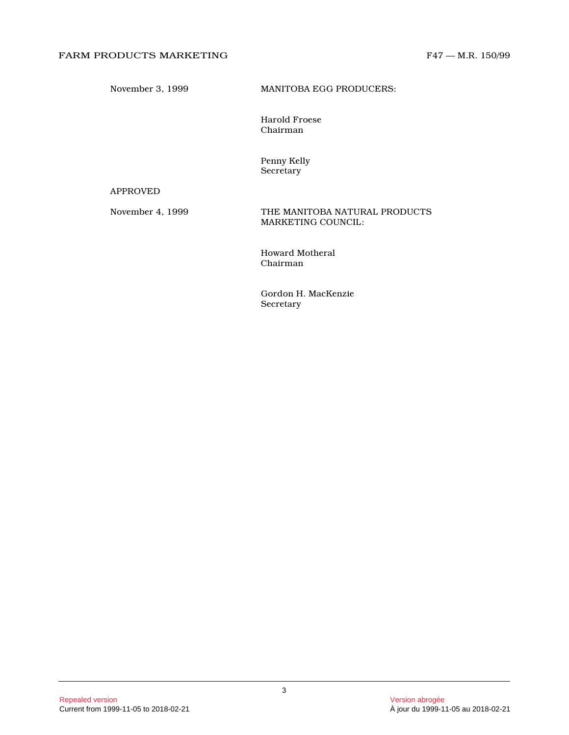November 3, 1999

MANITOBA EGG PRODUCERS:

Harold Froese
Chairman

Penny Kelly
Secretary

APPROVED

November 4, 1999

THE MANITOBA NATURAL PRODUCTS MARKETING COUNCIL:

Howard Motheral
Chairman

Gordon H. MacKenzie
Secretary